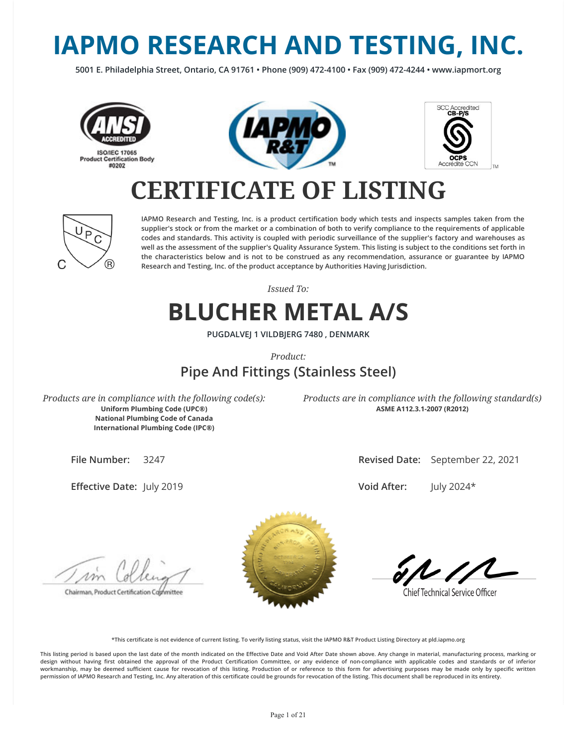# IAPMO RESEARCH AND TESTING, INC.

**5001 E. Philadelphia Street, Ontario, CA 91761 • Phone (909) 472-4100 • Fax (909) 472-4244 • www.iapmort.org**

ANSI ACCREDITED
ISO/IEC 17065
Product Certification Body
#0202

SCC Accredited
CB-P/S
OCPS
Accrédité CCN

# CERTIFICATE OF LISTING

IAPMO Research and Testing, Inc. is a product certification body which tests and inspects samples taken from the supplier's stock or from the market or a combination of both to verify compliance to the requirements of applicable codes and standards. This activity is coupled with periodic surveillance of the supplier's factory and warehouses as well as the assessment of the supplier's Quality Assurance System. This listing is subject to the conditions set forth in the characteristics below and is not to be construed as any recommendation, assurance or guarantee by IAPMO Research and Testing, Inc. of the product acceptance by Authorities Having Jurisdiction.

*Issued To:*

## BLUCHER METAL A/S

**PUGDALVEJ 1 VILDBJERG 7480 , DENMARK**

*Product:*

### Pipe And Fittings (Stainless Steel)

*Products are in compliance with the following code(s):*

**Uniform Plumbing Code (UPC®)**
**National Plumbing Code of Canada**
**International Plumbing Code (IPC®)**

*Products are in compliance with the following standard(s)*

**ASME A112.3.1-2007 (R2012)**

**File Number:** 3247

**Effective Date:** July 2019

**Revised Date:** September 22, 2021

**Void After:** July 2024*

Chairman, Product Certification Committee

Chief Technical Service Officer

*This certificate is not evidence of current listing. To verify listing status, visit the IAPMO R&T Product Listing Directory at pld.iapmo.org

This listing period is based upon the last date of the month indicated on the Effective Date and Void After Date shown above. Any change in material, manufacturing process, marking or design without having first obtained the approval of the Product Certification Committee, or any evidence of non-compliance with applicable codes and standards or of inferior workmanship, may be deemed sufficient cause for revocation of this listing. Production of or reference to this form for advertising purposes may be made only by specific written permission of IAPMO Research and Testing, Inc. Any alteration of this certificate could be grounds for revocation of the listing. This document shall be reproduced in its entirety.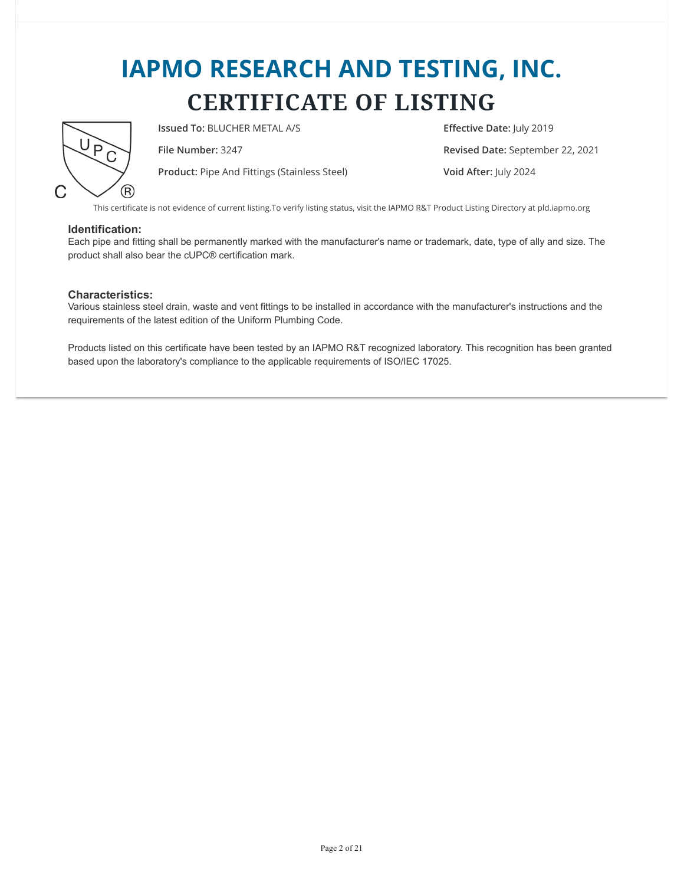# IAPMO RESEARCH AND TESTING, INC.

## CERTIFICATE OF LISTING

**Issued To:** BLUCHER METAL A/S

**File Number:** 3247

**Product:** Pipe And Fittings (Stainless Steel)

**Effective Date:** July 2019

**Revised Date:** September 22, 2021

**Void After:** July 2024

This certificate is not evidence of current listing.To verify listing status, visit the IAPMO R&T Product Listing Directory at pld.iapmo.org

### Identification:

Each pipe and fitting shall be permanently marked with the manufacturer's name or trademark, date, type of ally and size. The product shall also bear the cUPC® certification mark.

### Characteristics:

Various stainless steel drain, waste and vent fittings to be installed in accordance with the manufacturer's instructions and the requirements of the latest edition of the Uniform Plumbing Code.

Products listed on this certificate have been tested by an IAPMO R&T recognized laboratory. This recognition has been granted based upon the laboratory's compliance to the applicable requirements of ISO/IEC 17025.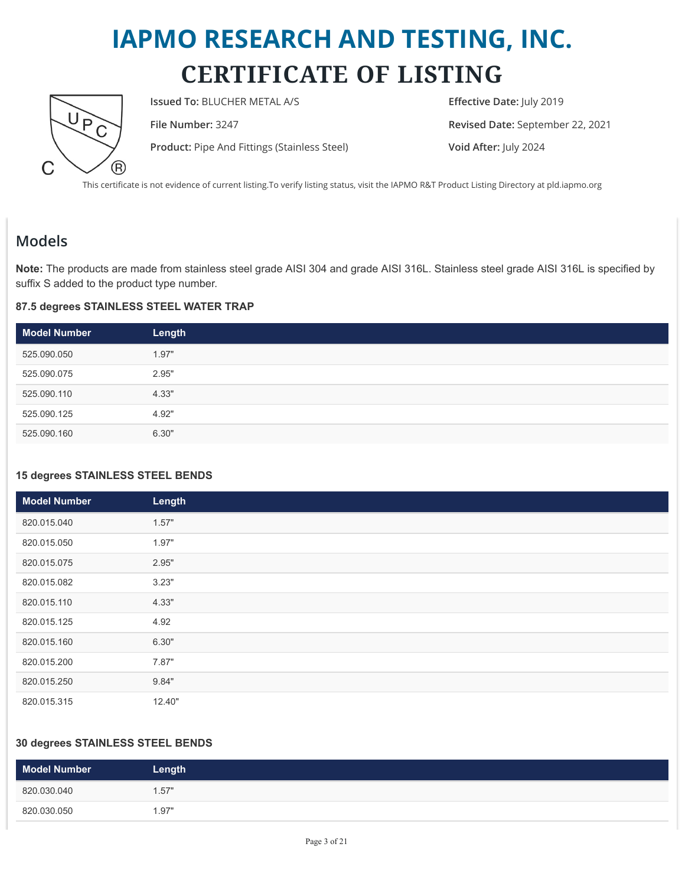# IAPMO RESEARCH AND TESTING, INC.

# CERTIFICATE OF LISTING

**Issued To:** BLUCHER METAL A/S

**File Number:** 3247

**Product:** Pipe And Fittings (Stainless Steel)

**Effective Date:** July 2019

**Revised Date:** September 22, 2021

**Void After:** July 2024

This certificate is not evidence of current listing.To verify listing status, visit the IAPMO R&T Product Listing Directory at pld.iapmo.org

## Models

**Note:** The products are made from stainless steel grade AISI 304 and grade AISI 316L. Stainless steel grade AISI 316L is specified by suffix S added to the product type number.

### 87.5 degrees STAINLESS STEEL WATER TRAP

| Model Number | Length |
|---|---|
| 525.090.050 | 1.97" |
| 525.090.075 | 2.95" |
| 525.090.110 | 4.33" |
| 525.090.125 | 4.92" |
| 525.090.160 | 6.30" |

### 15 degrees STAINLESS STEEL BENDS

| Model Number | Length |
|---|---|
| 820.015.040 | 1.57" |
| 820.015.050 | 1.97" |
| 820.015.075 | 2.95" |
| 820.015.082 | 3.23" |
| 820.015.110 | 4.33" |
| 820.015.125 | 4.92 |
| 820.015.160 | 6.30" |
| 820.015.200 | 7.87" |
| 820.015.250 | 9.84" |
| 820.015.315 | 12.40" |

### 30 degrees STAINLESS STEEL BENDS

| Model Number | Length |
|---|---|
| 820.030.040 | 1.57" |
| 820.030.050 | 1.97" |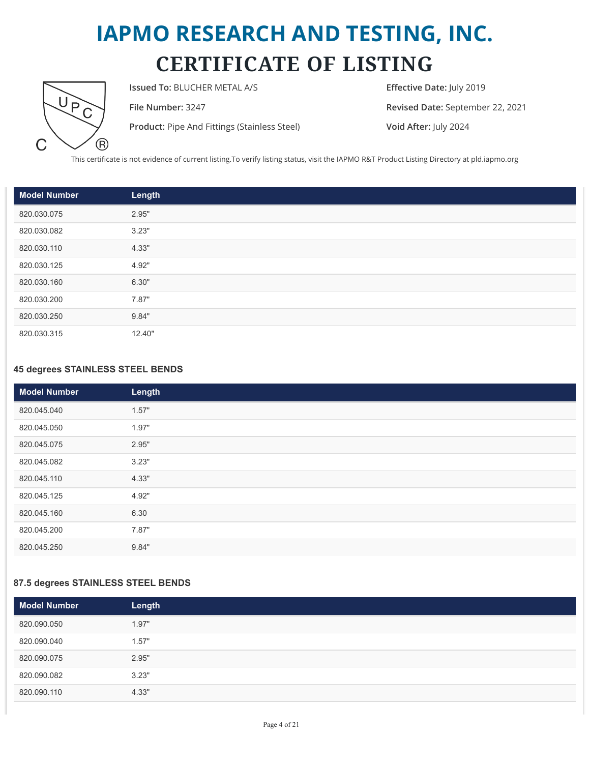# IAPMO RESEARCH AND TESTING, INC.

# CERTIFICATE OF LISTING

**Issued To:** BLUCHER METAL A/S

**File Number:** 3247

**Product:** Pipe And Fittings (Stainless Steel)

**Effective Date:** July 2019

**Revised Date:** September 22, 2021

**Void After:** July 2024

This certificate is not evidence of current listing.To verify listing status, visit the IAPMO R&T Product Listing Directory at pld.iapmo.org

| Model Number | Length |
| --- | --- |
| 820.030.075 | 2.95" |
| 820.030.082 | 3.23" |
| 820.030.110 | 4.33" |
| 820.030.125 | 4.92" |
| 820.030.160 | 6.30" |
| 820.030.200 | 7.87" |
| 820.030.250 | 9.84" |
| 820.030.315 | 12.40" |

### 45 degrees STAINLESS STEEL BENDS

| Model Number | Length |
| --- | --- |
| 820.045.040 | 1.57" |
| 820.045.050 | 1.97" |
| 820.045.075 | 2.95" |
| 820.045.082 | 3.23" |
| 820.045.110 | 4.33" |
| 820.045.125 | 4.92" |
| 820.045.160 | 6.30 |
| 820.045.200 | 7.87" |
| 820.045.250 | 9.84" |

### 87.5 degrees STAINLESS STEEL BENDS

| Model Number | Length |
| --- | --- |
| 820.090.050 | 1.97" |
| 820.090.040 | 1.57" |
| 820.090.075 | 2.95" |
| 820.090.082 | 3.23" |
| 820.090.110 | 4.33" |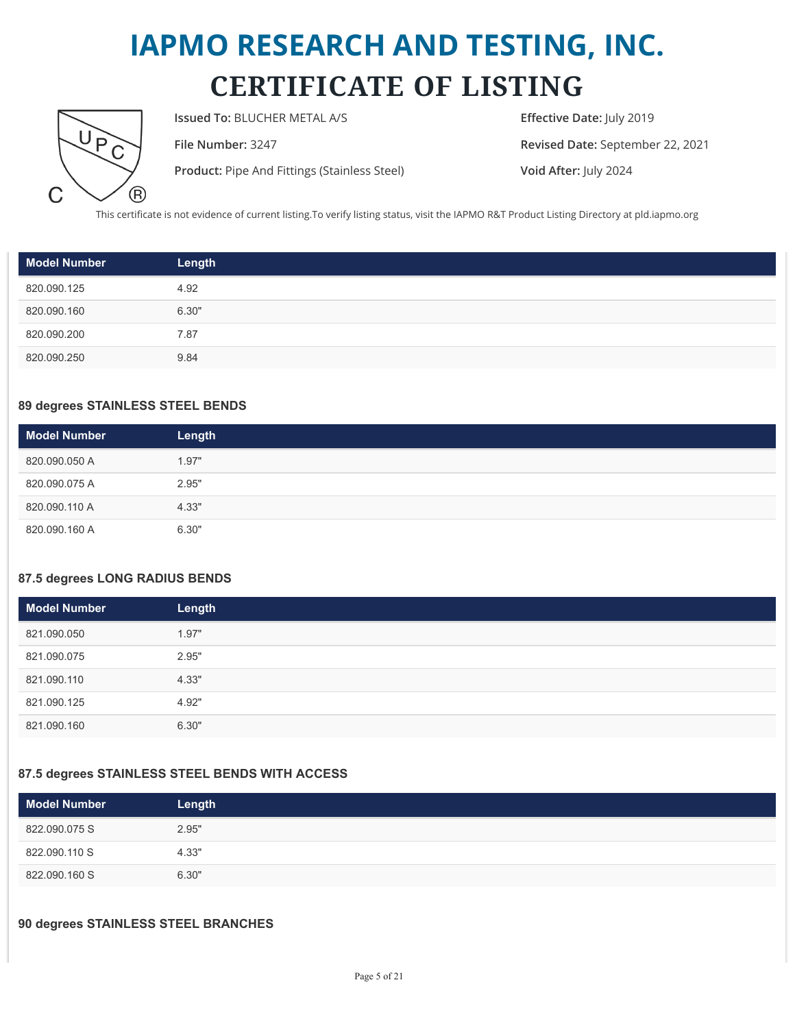# IAPMO RESEARCH AND TESTING, INC.

# CERTIFICATE OF LISTING

**Issued To:** BLUCHER METAL A/S

**File Number:** 3247

**Product:** Pipe And Fittings (Stainless Steel)

**Effective Date:** July 2019

**Revised Date:** September 22, 2021

**Void After:** July 2024

This certificate is not evidence of current listing.To verify listing status, visit the IAPMO R&T Product Listing Directory at pld.iapmo.org

| Model Number | Length |
| --- | --- |
| 820.090.125 | 4.92 |
| 820.090.160 | 6.30" |
| 820.090.200 | 7.87 |
| 820.090.250 | 9.84 |

### 89 degrees STAINLESS STEEL BENDS

| Model Number | Length |
| --- | --- |
| 820.090.050 A | 1.97" |
| 820.090.075 A | 2.95" |
| 820.090.110 A | 4.33" |
| 820.090.160 A | 6.30" |

### 87.5 degrees LONG RADIUS BENDS

| Model Number | Length |
| --- | --- |
| 821.090.050 | 1.97" |
| 821.090.075 | 2.95" |
| 821.090.110 | 4.33" |
| 821.090.125 | 4.92" |
| 821.090.160 | 6.30" |

### 87.5 degrees STAINLESS STEEL BENDS WITH ACCESS

| Model Number | Length |
| --- | --- |
| 822.090.075 S | 2.95" |
| 822.090.110 S | 4.33" |
| 822.090.160 S | 6.30" |

### 90 degrees STAINLESS STEEL BRANCHES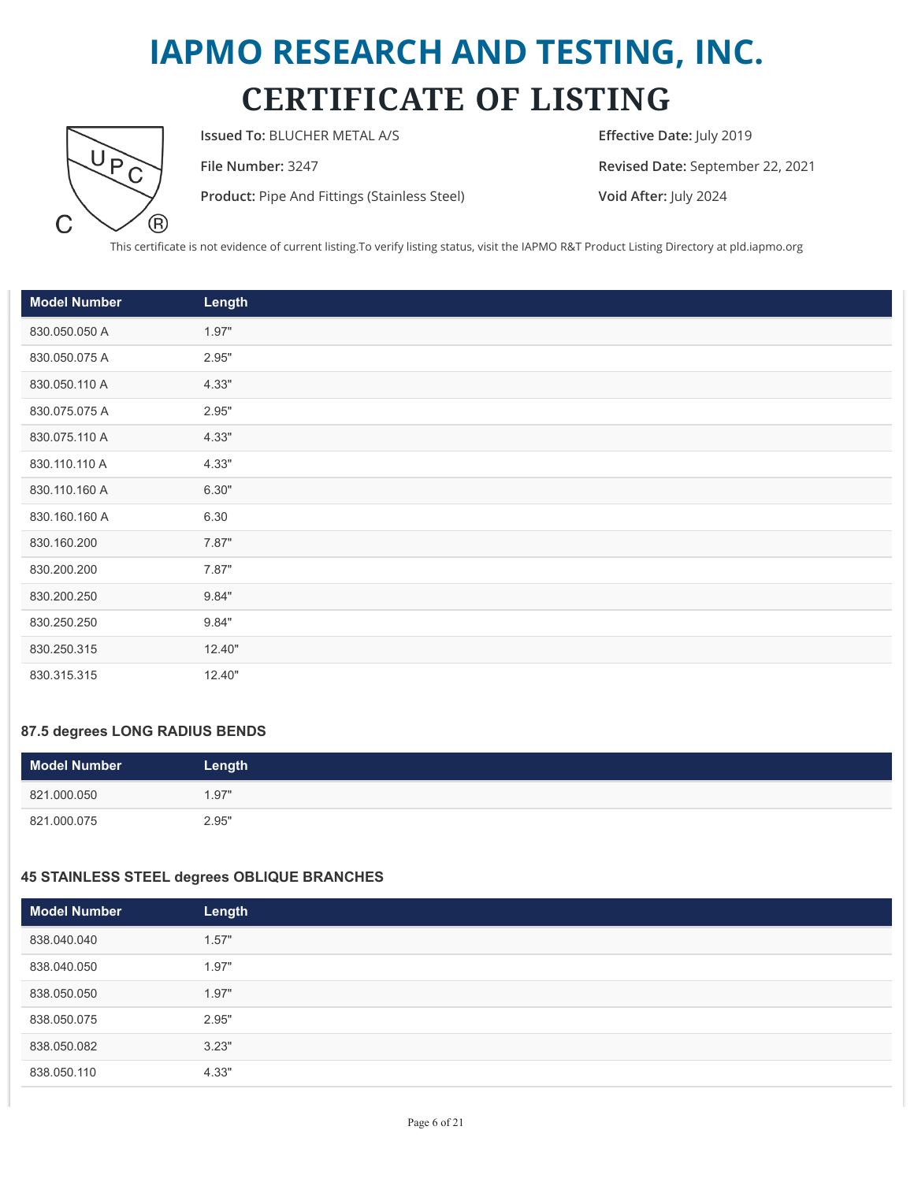# IAPMO RESEARCH AND TESTING, INC.

# CERTIFICATE OF LISTING

**Issued To:** BLUCHER METAL A/S

**File Number:** 3247

**Product:** Pipe And Fittings (Stainless Steel)

**Effective Date:** July 2019

**Revised Date:** September 22, 2021

**Void After:** July 2024

This certificate is not evidence of current listing.To verify listing status, visit the IAPMO R&T Product Listing Directory at pld.iapmo.org

| Model Number | Length |
| --- | --- |
| 830.050.050 A | 1.97" |
| 830.050.075 A | 2.95" |
| 830.050.110 A | 4.33" |
| 830.075.075 A | 2.95" |
| 830.075.110 A | 4.33" |
| 830.110.110 A | 4.33" |
| 830.110.160 A | 6.30" |
| 830.160.160 A | 6.30 |
| 830.160.200 | 7.87" |
| 830.200.200 | 7.87" |
| 830.200.250 | 9.84" |
| 830.250.250 | 9.84" |
| 830.250.315 | 12.40" |
| 830.315.315 | 12.40" |

### 87.5 degrees LONG RADIUS BENDS

| Model Number | Length |
| --- | --- |
| 821.000.050 | 1.97" |
| 821.000.075 | 2.95" |

### 45 STAINLESS STEEL degrees OBLIQUE BRANCHES

| Model Number | Length |
| --- | --- |
| 838.040.040 | 1.57" |
| 838.040.050 | 1.97" |
| 838.050.050 | 1.97" |
| 838.050.075 | 2.95" |
| 838.050.082 | 3.23" |
| 838.050.110 | 4.33" |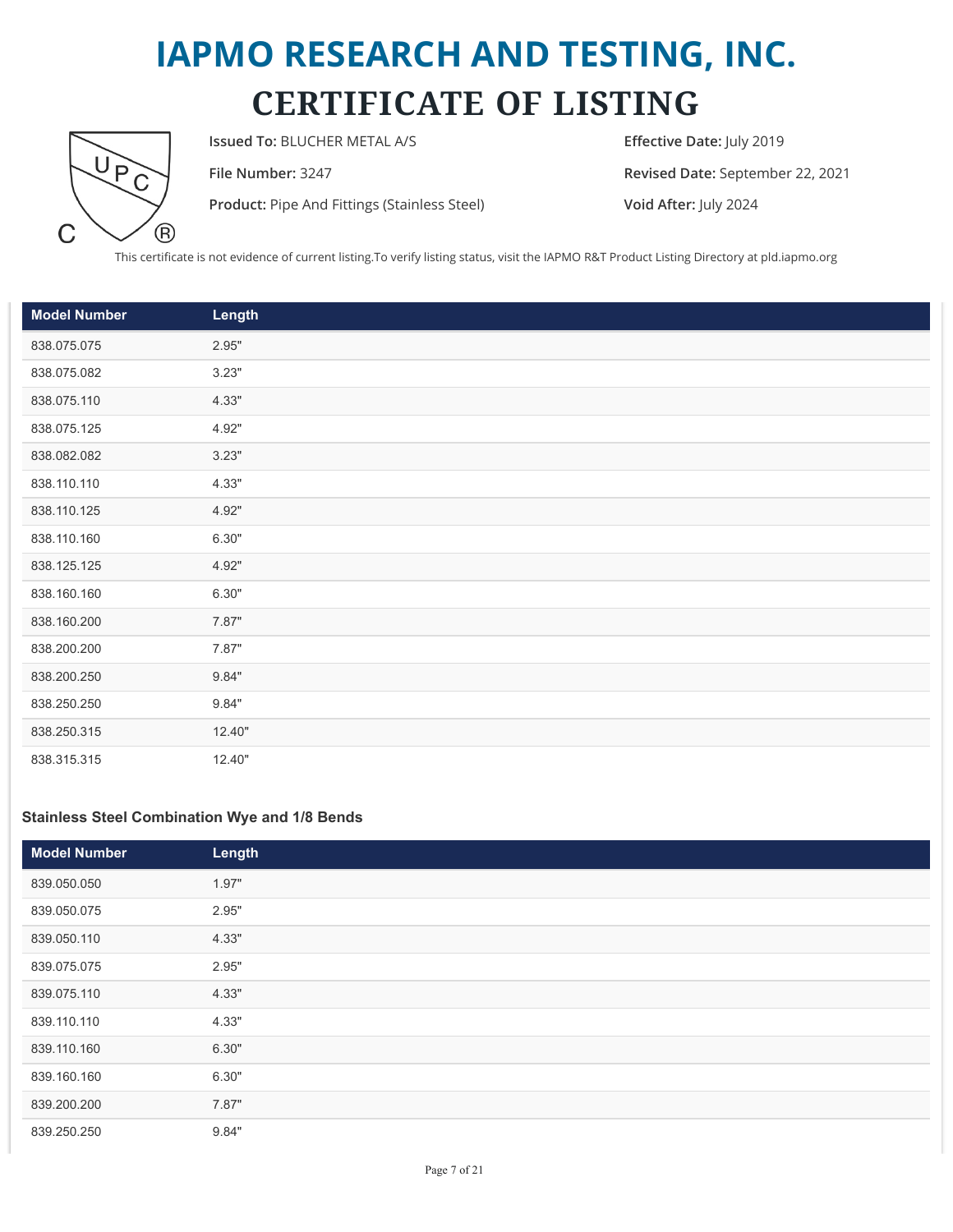# IAPMO RESEARCH AND TESTING, INC.

# CERTIFICATE OF LISTING

**Issued To:** BLUCHER METAL A/S

**File Number:** 3247

**Product:** Pipe And Fittings (Stainless Steel)

**Effective Date:** July 2019

**Revised Date:** September 22, 2021

**Void After:** July 2024

This certificate is not evidence of current listing.To verify listing status, visit the IAPMO R&T Product Listing Directory at pld.iapmo.org

| Model Number | Length |
|---|---|
| 838.075.075 | 2.95" |
| 838.075.082 | 3.23" |
| 838.075.110 | 4.33" |
| 838.075.125 | 4.92" |
| 838.082.082 | 3.23" |
| 838.110.110 | 4.33" |
| 838.110.125 | 4.92" |
| 838.110.160 | 6.30" |
| 838.125.125 | 4.92" |
| 838.160.160 | 6.30" |
| 838.160.200 | 7.87" |
| 838.200.200 | 7.87" |
| 838.200.250 | 9.84" |
| 838.250.250 | 9.84" |
| 838.250.315 | 12.40" |
| 838.315.315 | 12.40" |

### Stainless Steel Combination Wye and 1/8 Bends

| Model Number | Length |
|---|---|
| 839.050.050 | 1.97" |
| 839.050.075 | 2.95" |
| 839.050.110 | 4.33" |
| 839.075.075 | 2.95" |
| 839.075.110 | 4.33" |
| 839.110.110 | 4.33" |
| 839.110.160 | 6.30" |
| 839.160.160 | 6.30" |
| 839.200.200 | 7.87" |
| 839.250.250 | 9.84" |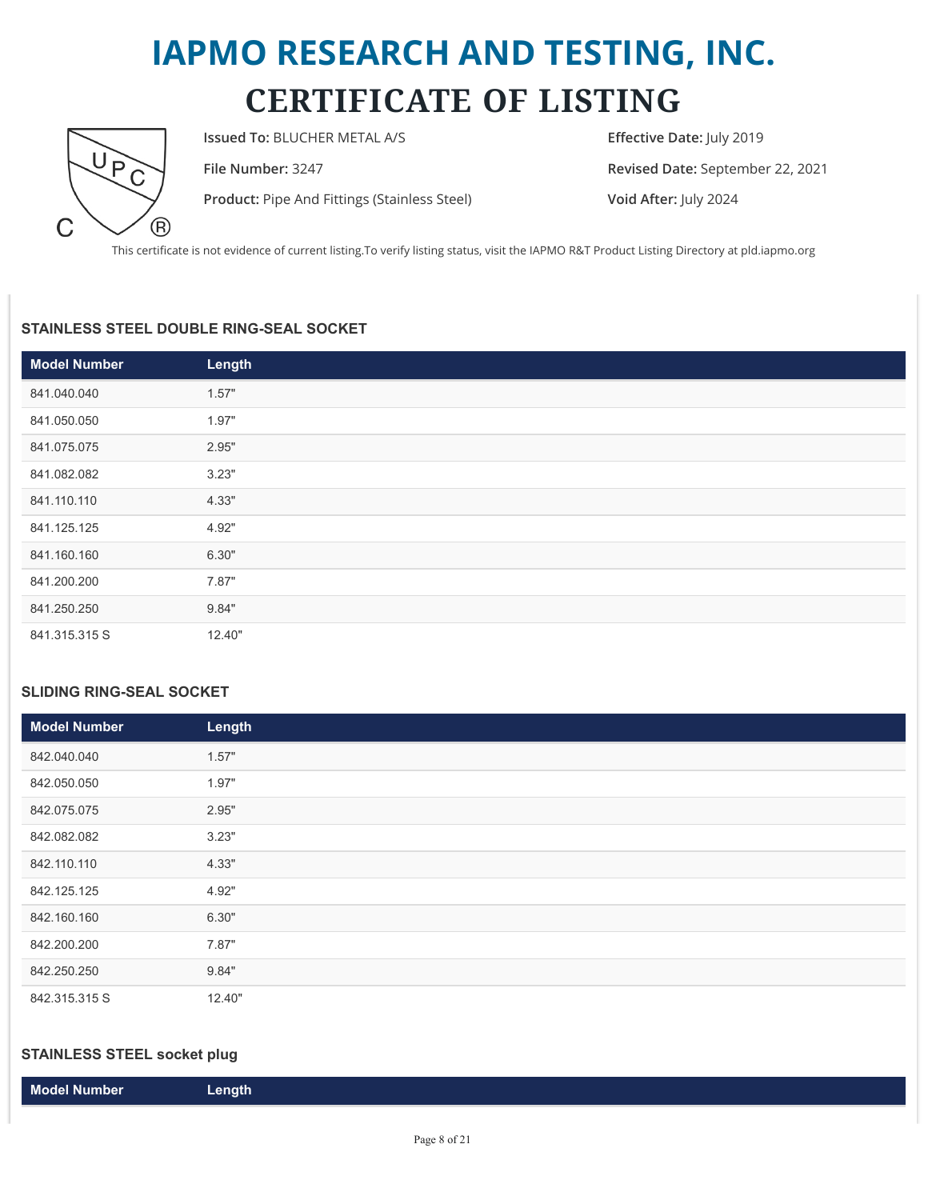# IAPMO RESEARCH AND TESTING, INC.

## CERTIFICATE OF LISTING

**Issued To:** BLUCHER METAL A/S

**File Number:** 3247

**Product:** Pipe And Fittings (Stainless Steel)

**Effective Date:** July 2019

**Revised Date:** September 22, 2021

**Void After:** July 2024

This certificate is not evidence of current listing.To verify listing status, visit the IAPMO R&T Product Listing Directory at pld.iapmo.org

### STAINLESS STEEL DOUBLE RING-SEAL SOCKET

| Model Number | Length |
|---|---|
| 841.040.040 | 1.57" |
| 841.050.050 | 1.97" |
| 841.075.075 | 2.95" |
| 841.082.082 | 3.23" |
| 841.110.110 | 4.33" |
| 841.125.125 | 4.92" |
| 841.160.160 | 6.30" |
| 841.200.200 | 7.87" |
| 841.250.250 | 9.84" |
| 841.315.315 S | 12.40" |

### SLIDING RING-SEAL SOCKET

| Model Number | Length |
|---|---|
| 842.040.040 | 1.57" |
| 842.050.050 | 1.97" |
| 842.075.075 | 2.95" |
| 842.082.082 | 3.23" |
| 842.110.110 | 4.33" |
| 842.125.125 | 4.92" |
| 842.160.160 | 6.30" |
| 842.200.200 | 7.87" |
| 842.250.250 | 9.84" |
| 842.315.315 S | 12.40" |

### STAINLESS STEEL socket plug

| Model Number | Length |
|---|---|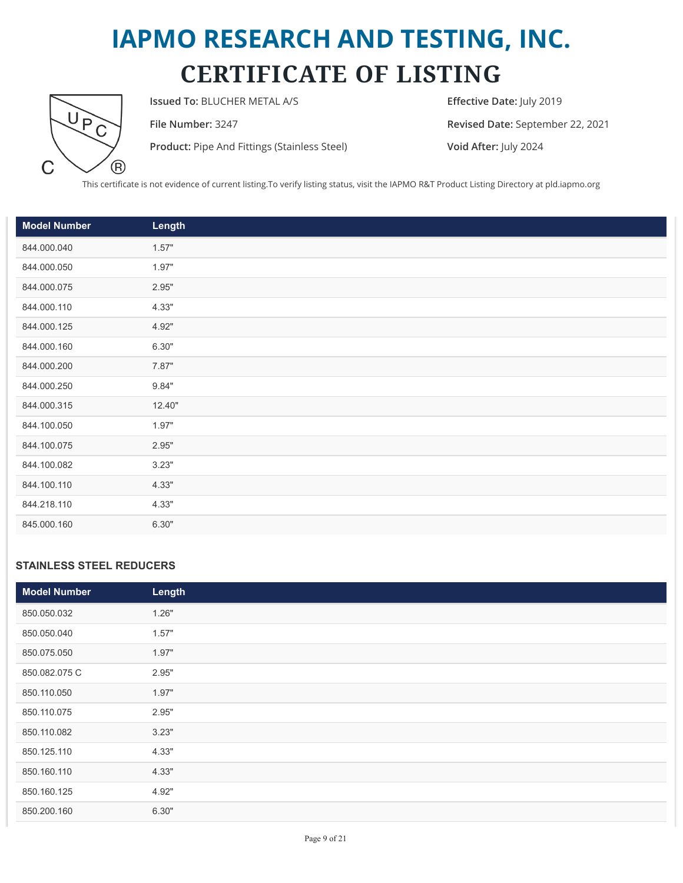# IAPMO RESEARCH AND TESTING, INC.

# CERTIFICATE OF LISTING

**Issued To:** BLUCHER METAL A/S

**File Number:** 3247

**Product:** Pipe And Fittings (Stainless Steel)

**Effective Date:** July 2019

**Revised Date:** September 22, 2021

**Void After:** July 2024

This certificate is not evidence of current listing.To verify listing status, visit the IAPMO R&T Product Listing Directory at pld.iapmo.org

| Model Number | Length |
|---|---|
| 844.000.040 | 1.57" |
| 844.000.050 | 1.97" |
| 844.000.075 | 2.95" |
| 844.000.110 | 4.33" |
| 844.000.125 | 4.92" |
| 844.000.160 | 6.30" |
| 844.000.200 | 7.87" |
| 844.000.250 | 9.84" |
| 844.000.315 | 12.40" |
| 844.100.050 | 1.97" |
| 844.100.075 | 2.95" |
| 844.100.082 | 3.23" |
| 844.100.110 | 4.33" |
| 844.218.110 | 4.33" |
| 845.000.160 | 6.30" |

### STAINLESS STEEL REDUCERS

| Model Number | Length |
|---|---|
| 850.050.032 | 1.26" |
| 850.050.040 | 1.57" |
| 850.075.050 | 1.97" |
| 850.082.075 C | 2.95" |
| 850.110.050 | 1.97" |
| 850.110.075 | 2.95" |
| 850.110.082 | 3.23" |
| 850.125.110 | 4.33" |
| 850.160.110 | 4.33" |
| 850.160.125 | 4.92" |
| 850.200.160 | 6.30" |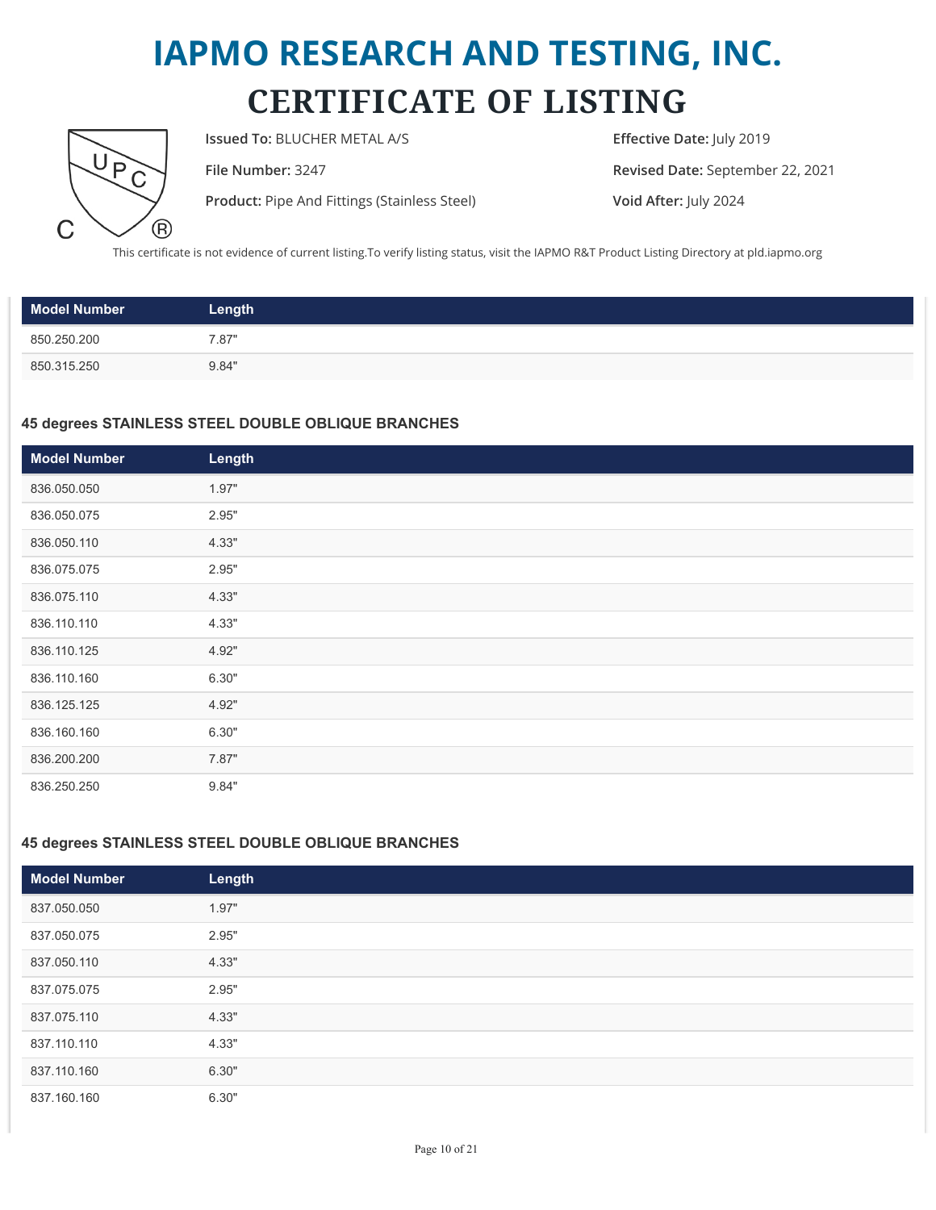# IAPMO RESEARCH AND TESTING, INC.

# CERTIFICATE OF LISTING

**Issued To:** BLUCHER METAL A/S

**File Number:** 3247

**Product:** Pipe And Fittings (Stainless Steel)

**Effective Date:** July 2019

**Revised Date:** September 22, 2021

**Void After:** July 2024

This certificate is not evidence of current listing.To verify listing status, visit the IAPMO R&T Product Listing Directory at pld.iapmo.org

| Model Number | Length |
|---|---|
| 850.250.200 | 7.87" |
| 850.315.250 | 9.84" |

### 45 degrees STAINLESS STEEL DOUBLE OBLIQUE BRANCHES

| Model Number | Length |
|---|---|
| 836.050.050 | 1.97" |
| 836.050.075 | 2.95" |
| 836.050.110 | 4.33" |
| 836.075.075 | 2.95" |
| 836.075.110 | 4.33" |
| 836.110.110 | 4.33" |
| 836.110.125 | 4.92" |
| 836.110.160 | 6.30" |
| 836.125.125 | 4.92" |
| 836.160.160 | 6.30" |
| 836.200.200 | 7.87" |
| 836.250.250 | 9.84" |

### 45 degrees STAINLESS STEEL DOUBLE OBLIQUE BRANCHES

| Model Number | Length |
|---|---|
| 837.050.050 | 1.97" |
| 837.050.075 | 2.95" |
| 837.050.110 | 4.33" |
| 837.075.075 | 2.95" |
| 837.075.110 | 4.33" |
| 837.110.110 | 4.33" |
| 837.110.160 | 6.30" |
| 837.160.160 | 6.30" |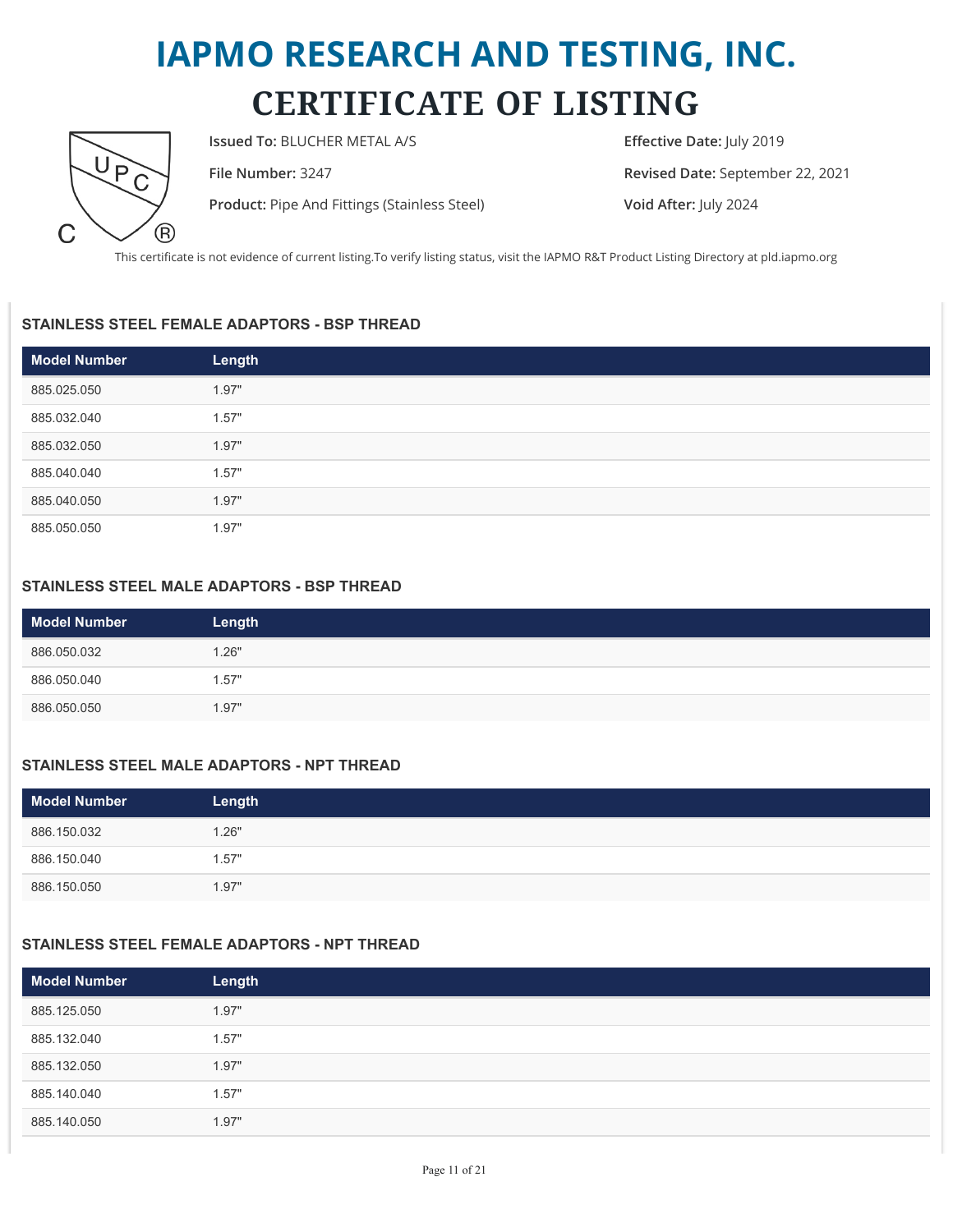# IAPMO RESEARCH AND TESTING, INC.

# CERTIFICATE OF LISTING

**Issued To:** BLUCHER METAL A/S

**File Number:** 3247

**Product:** Pipe And Fittings (Stainless Steel)

**Effective Date:** July 2019

**Revised Date:** September 22, 2021

**Void After:** July 2024

This certificate is not evidence of current listing.To verify listing status, visit the IAPMO R&T Product Listing Directory at pld.iapmo.org

### STAINLESS STEEL FEMALE ADAPTORS - BSP THREAD

| Model Number | Length |
|---|---|
| 885.025.050 | 1.97" |
| 885.032.040 | 1.57" |
| 885.032.050 | 1.97" |
| 885.040.040 | 1.57" |
| 885.040.050 | 1.97" |
| 885.050.050 | 1.97" |

### STAINLESS STEEL MALE ADAPTORS - BSP THREAD

| Model Number | Length |
|---|---|
| 886.050.032 | 1.26" |
| 886.050.040 | 1.57" |
| 886.050.050 | 1.97" |

### STAINLESS STEEL MALE ADAPTORS - NPT THREAD

| Model Number | Length |
|---|---|
| 886.150.032 | 1.26" |
| 886.150.040 | 1.57" |
| 886.150.050 | 1.97" |

### STAINLESS STEEL FEMALE ADAPTORS - NPT THREAD

| Model Number | Length |
|---|---|
| 885.125.050 | 1.97" |
| 885.132.040 | 1.57" |
| 885.132.050 | 1.97" |
| 885.140.040 | 1.57" |
| 885.140.050 | 1.97" |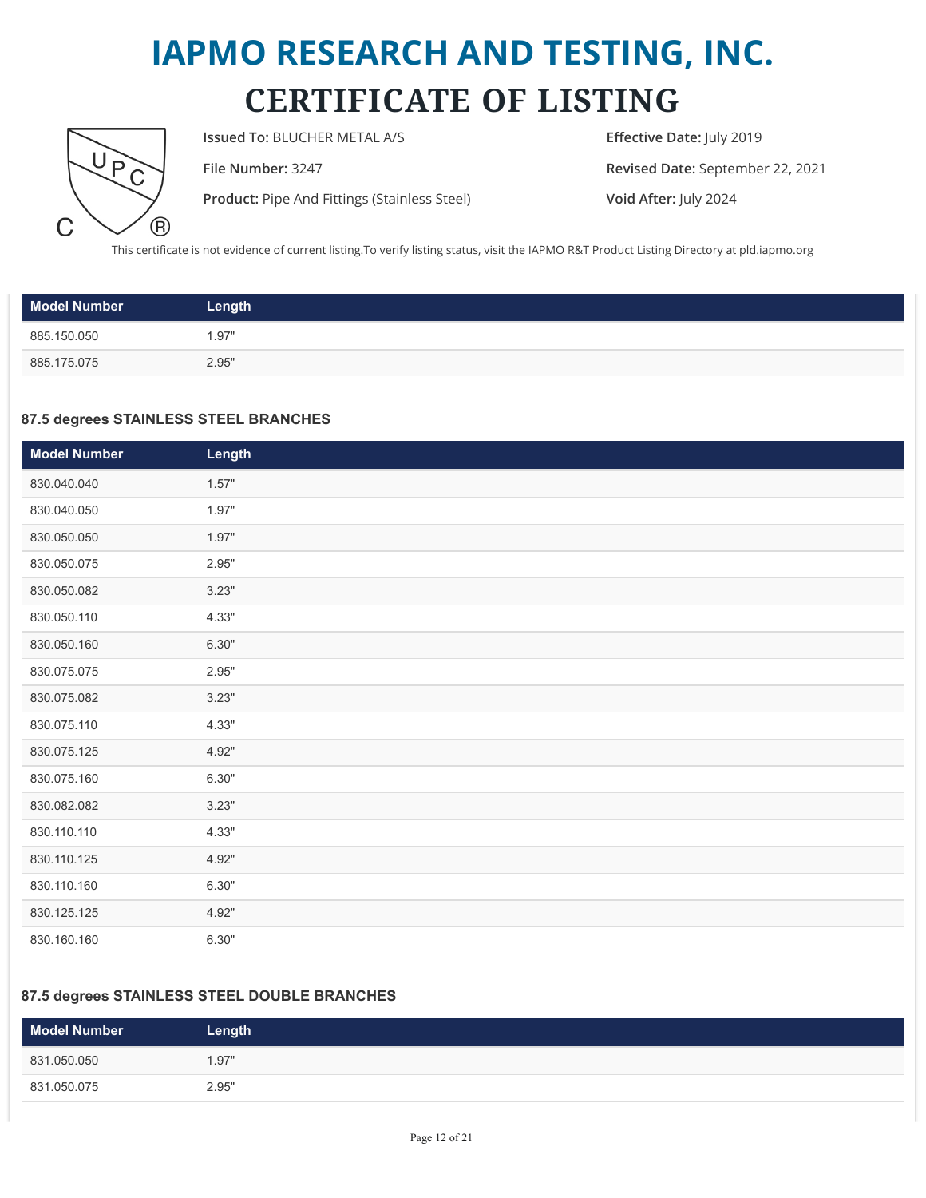# IAPMO RESEARCH AND TESTING, INC.

# CERTIFICATE OF LISTING

**Issued To:** BLUCHER METAL A/S

**File Number:** 3247

**Product:** Pipe And Fittings (Stainless Steel)

**Effective Date:** July 2019

**Revised Date:** September 22, 2021

**Void After:** July 2024

This certificate is not evidence of current listing.To verify listing status, visit the IAPMO R&T Product Listing Directory at pld.iapmo.org

| Model Number | Length |
|---|---|
| 885.150.050 | 1.97" |
| 885.175.075 | 2.95" |

### 87.5 degrees STAINLESS STEEL BRANCHES

| Model Number | Length |
|---|---|
| 830.040.040 | 1.57" |
| 830.040.050 | 1.97" |
| 830.050.050 | 1.97" |
| 830.050.075 | 2.95" |
| 830.050.082 | 3.23" |
| 830.050.110 | 4.33" |
| 830.050.160 | 6.30" |
| 830.075.075 | 2.95" |
| 830.075.082 | 3.23" |
| 830.075.110 | 4.33" |
| 830.075.125 | 4.92" |
| 830.075.160 | 6.30" |
| 830.082.082 | 3.23" |
| 830.110.110 | 4.33" |
| 830.110.125 | 4.92" |
| 830.110.160 | 6.30" |
| 830.125.125 | 4.92" |
| 830.160.160 | 6.30" |

### 87.5 degrees STAINLESS STEEL DOUBLE BRANCHES

| Model Number | Length |
|---|---|
| 831.050.050 | 1.97" |
| 831.050.075 | 2.95" |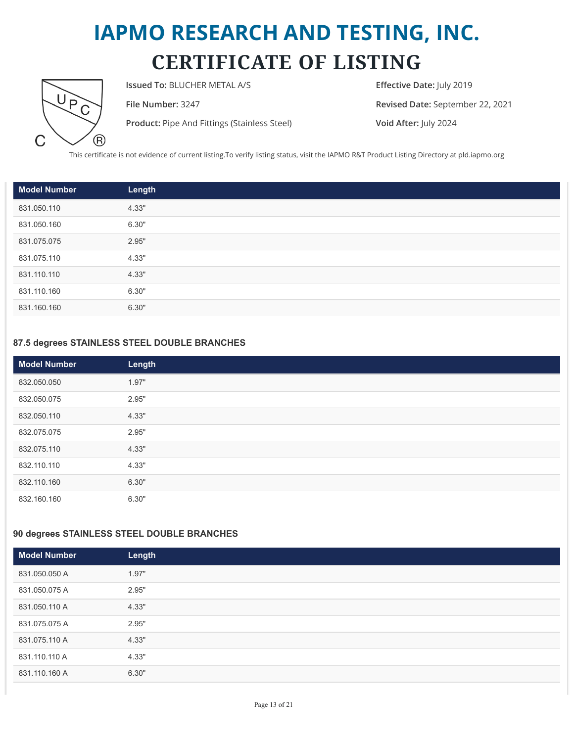# IAPMO RESEARCH AND TESTING, INC.

# CERTIFICATE OF LISTING

**Issued To:** BLUCHER METAL A/S

**File Number:** 3247

**Product:** Pipe And Fittings (Stainless Steel)

**Effective Date:** July 2019

**Revised Date:** September 22, 2021

**Void After:** July 2024

This certificate is not evidence of current listing.To verify listing status, visit the IAPMO R&T Product Listing Directory at pld.iapmo.org

| Model Number | Length |
|---|---|
| 831.050.110 | 4.33" |
| 831.050.160 | 6.30" |
| 831.075.075 | 2.95" |
| 831.075.110 | 4.33" |
| 831.110.110 | 4.33" |
| 831.110.160 | 6.30" |
| 831.160.160 | 6.30" |

### 87.5 degrees STAINLESS STEEL DOUBLE BRANCHES

| Model Number | Length |
|---|---|
| 832.050.050 | 1.97" |
| 832.050.075 | 2.95" |
| 832.050.110 | 4.33" |
| 832.075.075 | 2.95" |
| 832.075.110 | 4.33" |
| 832.110.110 | 4.33" |
| 832.110.160 | 6.30" |
| 832.160.160 | 6.30" |

### 90 degrees STAINLESS STEEL DOUBLE BRANCHES

| Model Number | Length |
|---|---|
| 831.050.050 A | 1.97" |
| 831.050.075 A | 2.95" |
| 831.050.110 A | 4.33" |
| 831.075.075 A | 2.95" |
| 831.075.110 A | 4.33" |
| 831.110.110 A | 4.33" |
| 831.110.160 A | 6.30" |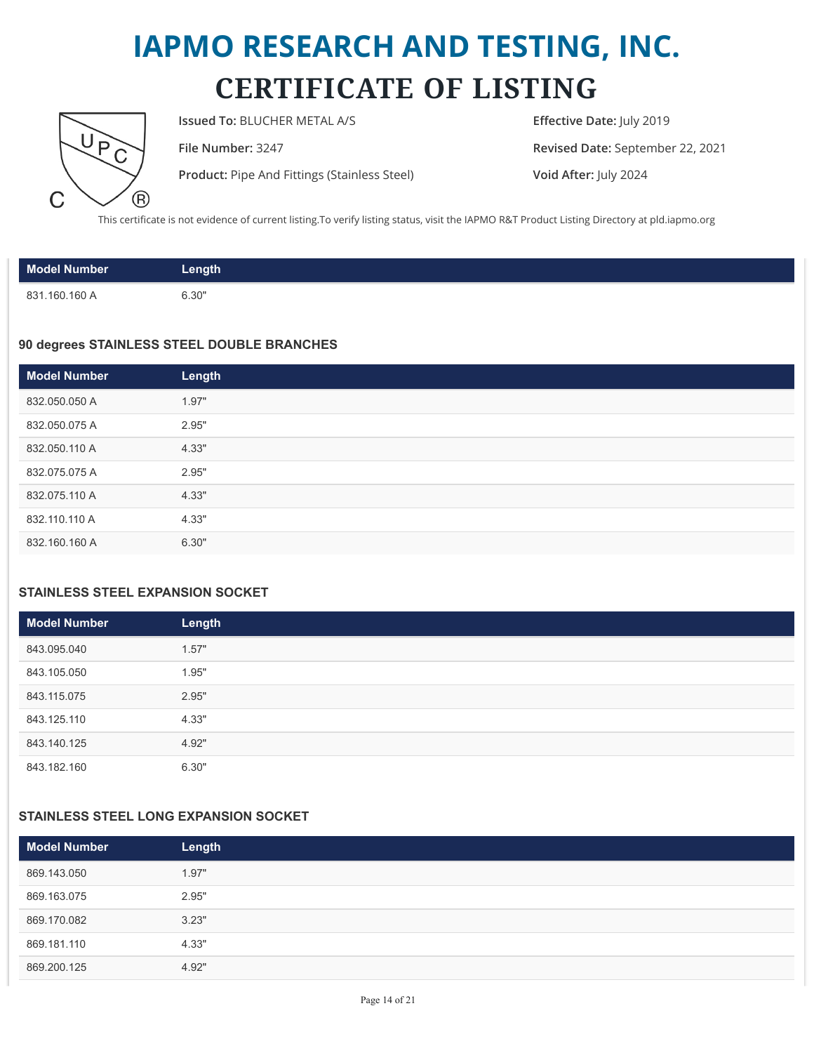# IAPMO RESEARCH AND TESTING, INC.

# CERTIFICATE OF LISTING

**Issued To:** BLUCHER METAL A/S

**File Number:** 3247

**Product:** Pipe And Fittings (Stainless Steel)

**Effective Date:** July 2019

**Revised Date:** September 22, 2021

**Void After:** July 2024

This certificate is not evidence of current listing.To verify listing status, visit the IAPMO R&T Product Listing Directory at pld.iapmo.org

| Model Number | Length |
|---|---|
| 831.160.160 A | 6.30" |

### 90 degrees STAINLESS STEEL DOUBLE BRANCHES

| Model Number | Length |
|---|---|
| 832.050.050 A | 1.97" |
| 832.050.075 A | 2.95" |
| 832.050.110 A | 4.33" |
| 832.075.075 A | 2.95" |
| 832.075.110 A | 4.33" |
| 832.110.110 A | 4.33" |
| 832.160.160 A | 6.30" |

### STAINLESS STEEL EXPANSION SOCKET

| Model Number | Length |
|---|---|
| 843.095.040 | 1.57" |
| 843.105.050 | 1.95" |
| 843.115.075 | 2.95" |
| 843.125.110 | 4.33" |
| 843.140.125 | 4.92" |
| 843.182.160 | 6.30" |

### STAINLESS STEEL LONG EXPANSION SOCKET

| Model Number | Length |
|---|---|
| 869.143.050 | 1.97" |
| 869.163.075 | 2.95" |
| 869.170.082 | 3.23" |
| 869.181.110 | 4.33" |
| 869.200.125 | 4.92" |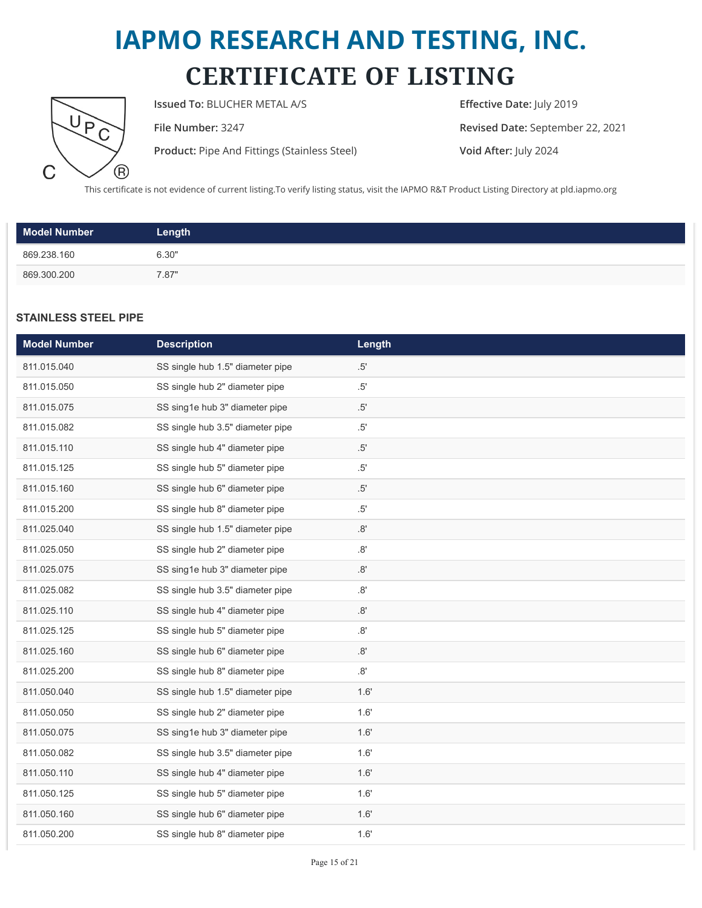# IAPMO RESEARCH AND TESTING, INC.

# CERTIFICATE OF LISTING

**Issued To:** BLUCHER METAL A/S

**File Number:** 3247

**Product:** Pipe And Fittings (Stainless Steel)

**Effective Date:** July 2019

**Revised Date:** September 22, 2021

**Void After:** July 2024

This certificate is not evidence of current listing.To verify listing status, visit the IAPMO R&T Product Listing Directory at pld.iapmo.org

| Model Number | Length |
|---|---|
| 869.238.160 | 6.30" |
| 869.300.200 | 7.87" |

### STAINLESS STEEL PIPE

| Model Number | Description | Length |
|---|---|---|
| 811.015.040 | SS single hub 1.5" diameter pipe | .5' |
| 811.015.050 | SS single hub 2" diameter pipe | .5' |
| 811.015.075 | SS sing1e hub 3" diameter pipe | .5' |
| 811.015.082 | SS single hub 3.5" diameter pipe | .5' |
| 811.015.110 | SS single hub 4" diameter pipe | .5' |
| 811.015.125 | SS single hub 5" diameter pipe | .5' |
| 811.015.160 | SS single hub 6" diameter pipe | .5' |
| 811.015.200 | SS single hub 8" diameter pipe | .5' |
| 811.025.040 | SS single hub 1.5" diameter pipe | .8' |
| 811.025.050 | SS single hub 2" diameter pipe | .8' |
| 811.025.075 | SS sing1e hub 3" diameter pipe | .8' |
| 811.025.082 | SS single hub 3.5" diameter pipe | .8' |
| 811.025.110 | SS single hub 4" diameter pipe | .8' |
| 811.025.125 | SS single hub 5" diameter pipe | .8' |
| 811.025.160 | SS single hub 6" diameter pipe | .8' |
| 811.025.200 | SS single hub 8" diameter pipe | .8' |
| 811.050.040 | SS single hub 1.5" diameter pipe | 1.6' |
| 811.050.050 | SS single hub 2" diameter pipe | 1.6' |
| 811.050.075 | SS sing1e hub 3" diameter pipe | 1.6' |
| 811.050.082 | SS single hub 3.5" diameter pipe | 1.6' |
| 811.050.110 | SS single hub 4" diameter pipe | 1.6' |
| 811.050.125 | SS single hub 5" diameter pipe | 1.6' |
| 811.050.160 | SS single hub 6" diameter pipe | 1.6' |
| 811.050.200 | SS single hub 8" diameter pipe | 1.6' |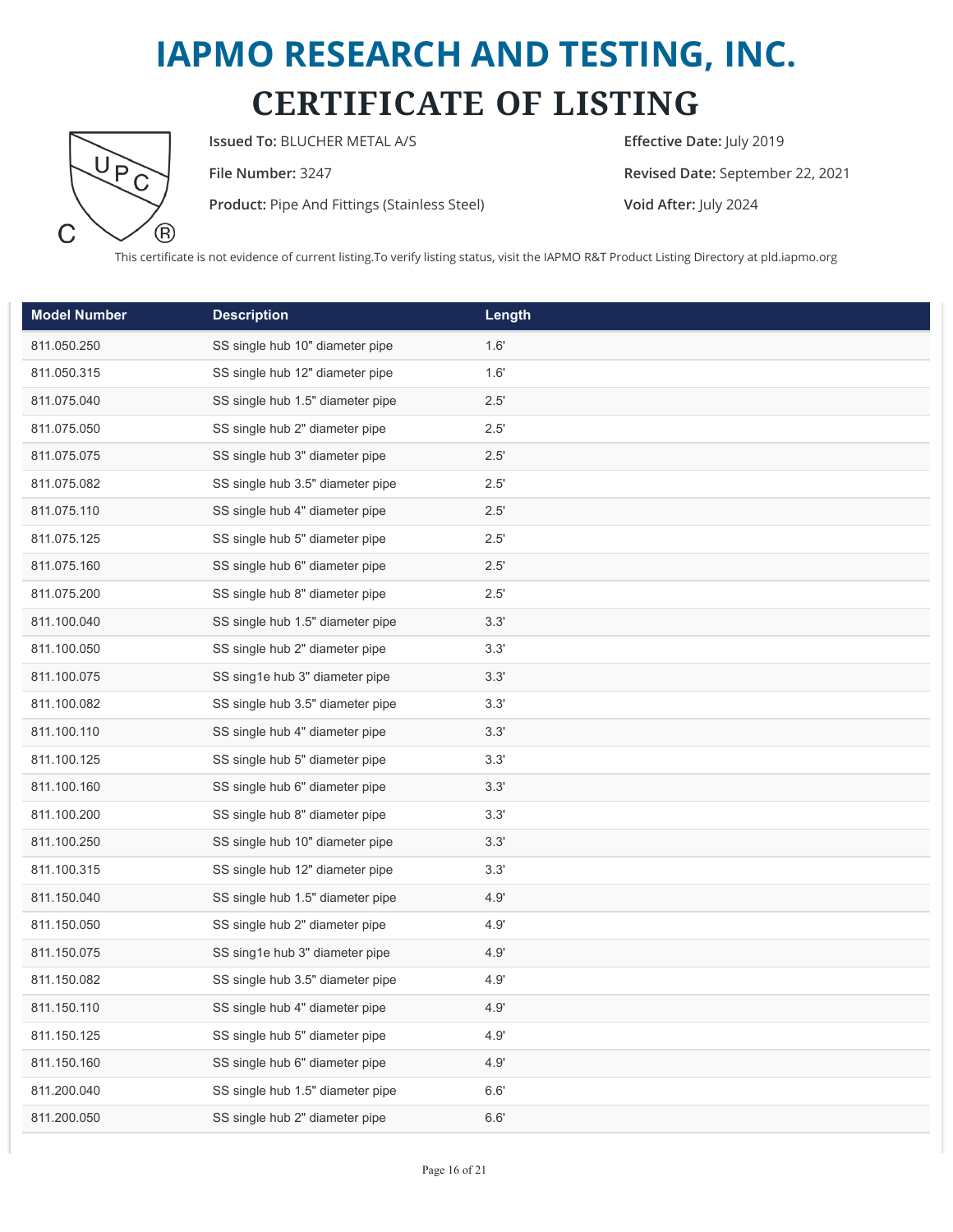# IAPMO RESEARCH AND TESTING, INC.

# CERTIFICATE OF LISTING

**Issued To:** BLUCHER METAL A/S

**File Number:** 3247

**Product:** Pipe And Fittings (Stainless Steel)

**Effective Date:** July 2019

**Revised Date:** September 22, 2021

**Void After:** July 2024

This certificate is not evidence of current listing.To verify listing status, visit the IAPMO R&T Product Listing Directory at pld.iapmo.org

| Model Number | Description | Length |
|---|---|---|
| 811.050.250 | SS single hub 10" diameter pipe | 1.6' |
| 811.050.315 | SS single hub 12" diameter pipe | 1.6' |
| 811.075.040 | SS single hub 1.5" diameter pipe | 2.5' |
| 811.075.050 | SS single hub 2" diameter pipe | 2.5' |
| 811.075.075 | SS single hub 3" diameter pipe | 2.5' |
| 811.075.082 | SS single hub 3.5" diameter pipe | 2.5' |
| 811.075.110 | SS single hub 4" diameter pipe | 2.5' |
| 811.075.125 | SS single hub 5" diameter pipe | 2.5' |
| 811.075.160 | SS single hub 6" diameter pipe | 2.5' |
| 811.075.200 | SS single hub 8" diameter pipe | 2.5' |
| 811.100.040 | SS single hub 1.5" diameter pipe | 3.3' |
| 811.100.050 | SS single hub 2" diameter pipe | 3.3' |
| 811.100.075 | SS sing1e hub 3" diameter pipe | 3.3' |
| 811.100.082 | SS single hub 3.5" diameter pipe | 3.3' |
| 811.100.110 | SS single hub 4" diameter pipe | 3.3' |
| 811.100.125 | SS single hub 5" diameter pipe | 3.3' |
| 811.100.160 | SS single hub 6" diameter pipe | 3.3' |
| 811.100.200 | SS single hub 8" diameter pipe | 3.3' |
| 811.100.250 | SS single hub 10" diameter pipe | 3.3' |
| 811.100.315 | SS single hub 12" diameter pipe | 3.3' |
| 811.150.040 | SS single hub 1.5" diameter pipe | 4.9' |
| 811.150.050 | SS single hub 2" diameter pipe | 4.9' |
| 811.150.075 | SS sing1e hub 3" diameter pipe | 4.9' |
| 811.150.082 | SS single hub 3.5" diameter pipe | 4.9' |
| 811.150.110 | SS single hub 4" diameter pipe | 4.9' |
| 811.150.125 | SS single hub 5" diameter pipe | 4.9' |
| 811.150.160 | SS single hub 6" diameter pipe | 4.9' |
| 811.200.040 | SS single hub 1.5" diameter pipe | 6.6' |
| 811.200.050 | SS single hub 2" diameter pipe | 6.6' |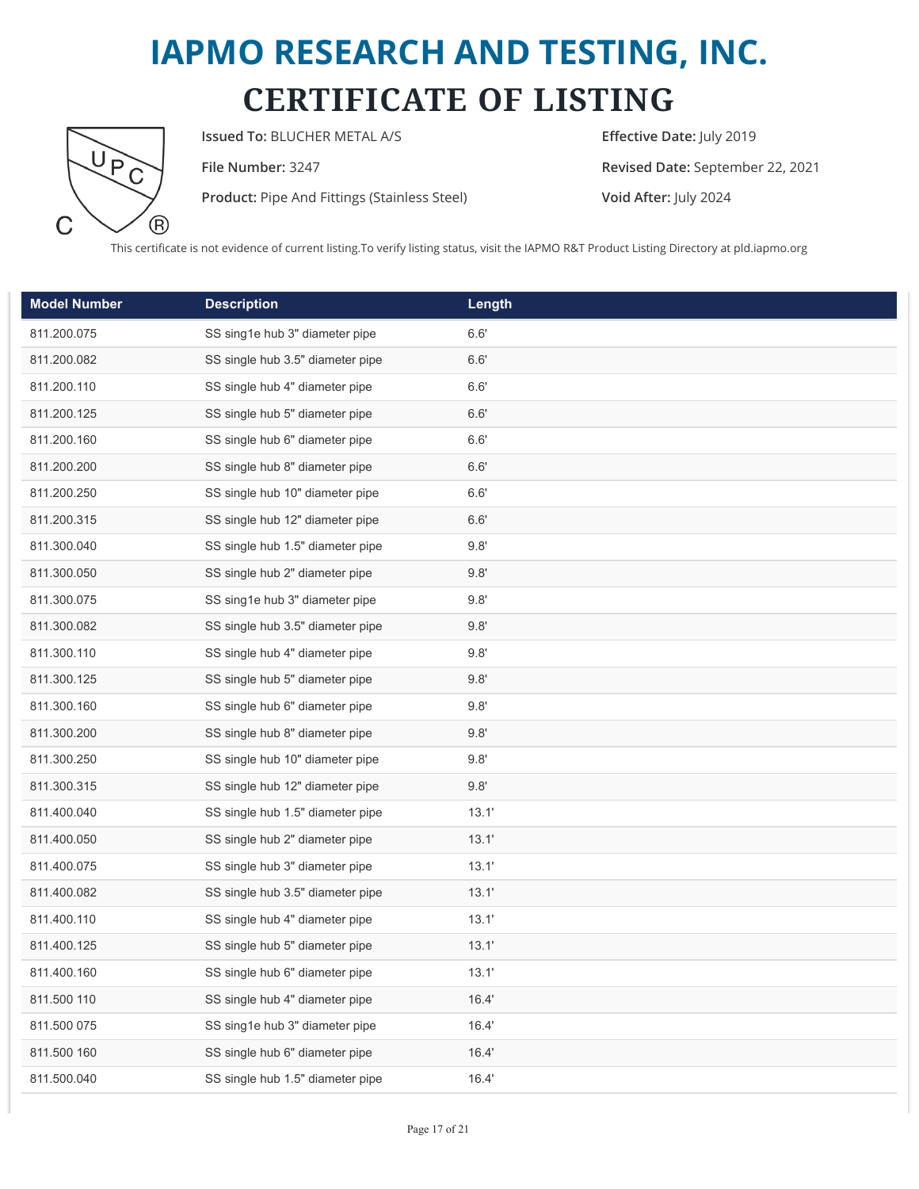# IAPMO RESEARCH AND TESTING, INC.

# CERTIFICATE OF LISTING

**Issued To:** BLUCHER METAL A/S

**File Number:** 3247

**Product:** Pipe And Fittings (Stainless Steel)

**Effective Date:** July 2019

**Revised Date:** September 22, 2021

**Void After:** July 2024

This certificate is not evidence of current listing.To verify listing status, visit the IAPMO R&T Product Listing Directory at pld.iapmo.org

| Model Number | Description | Length |
|---|---|---|
| 811.200.075 | SS sing1e hub 3" diameter pipe | 6.6' |
| 811.200.082 | SS single hub 3.5" diameter pipe | 6.6' |
| 811.200.110 | SS single hub 4" diameter pipe | 6.6' |
| 811.200.125 | SS single hub 5" diameter pipe | 6.6' |
| 811.200.160 | SS single hub 6" diameter pipe | 6.6' |
| 811.200.200 | SS single hub 8" diameter pipe | 6.6' |
| 811.200.250 | SS single hub 10" diameter pipe | 6.6' |
| 811.200.315 | SS single hub 12" diameter pipe | 6.6' |
| 811.300.040 | SS single hub 1.5" diameter pipe | 9.8' |
| 811.300.050 | SS single hub 2" diameter pipe | 9.8' |
| 811.300.075 | SS sing1e hub 3" diameter pipe | 9.8' |
| 811.300.082 | SS single hub 3.5" diameter pipe | 9.8' |
| 811.300.110 | SS single hub 4" diameter pipe | 9.8' |
| 811.300.125 | SS single hub 5" diameter pipe | 9.8' |
| 811.300.160 | SS single hub 6" diameter pipe | 9.8' |
| 811.300.200 | SS single hub 8" diameter pipe | 9.8' |
| 811.300.250 | SS single hub 10" diameter pipe | 9.8' |
| 811.300.315 | SS single hub 12" diameter pipe | 9.8' |
| 811.400.040 | SS single hub 1.5" diameter pipe | 13.1' |
| 811.400.050 | SS single hub 2" diameter pipe | 13.1' |
| 811.400.075 | SS single hub 3" diameter pipe | 13.1' |
| 811.400.082 | SS single hub 3.5" diameter pipe | 13.1' |
| 811.400.110 | SS single hub 4" diameter pipe | 13.1' |
| 811.400.125 | SS single hub 5" diameter pipe | 13.1' |
| 811.400.160 | SS single hub 6" diameter pipe | 13.1' |
| 811.500 110 | SS single hub 4" diameter pipe | 16.4' |
| 811.500 075 | SS sing1e hub 3" diameter pipe | 16.4' |
| 811.500 160 | SS single hub 6" diameter pipe | 16.4' |
| 811.500.040 | SS single hub 1.5" diameter pipe | 16.4' |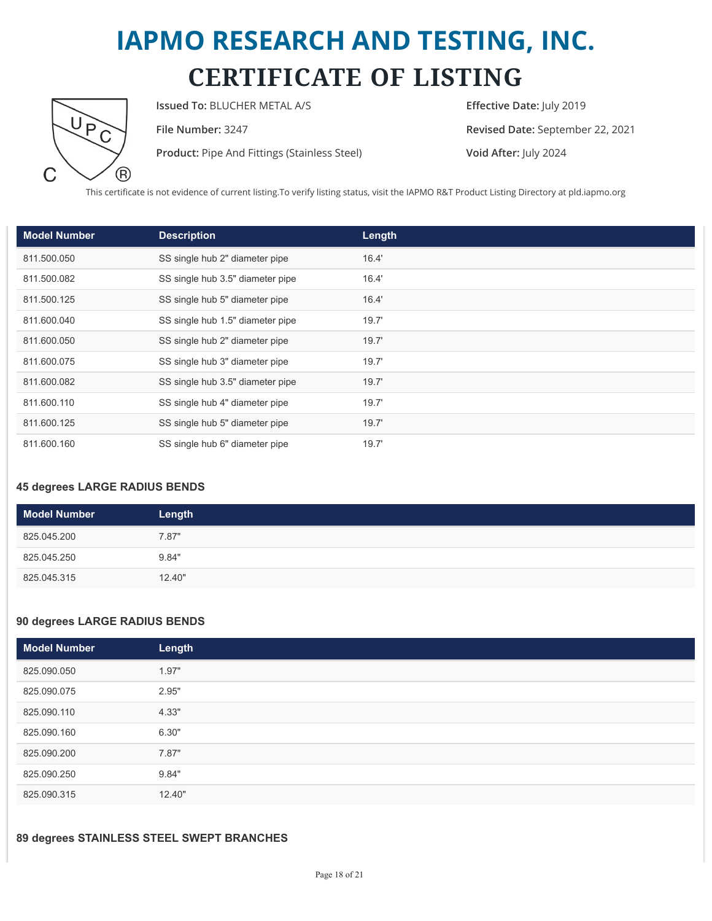# IAPMO RESEARCH AND TESTING, INC.

# CERTIFICATE OF LISTING

**Issued To:** BLUCHER METAL A/S

**File Number:** 3247

**Product:** Pipe And Fittings (Stainless Steel)

**Effective Date:** July 2019

**Revised Date:** September 22, 2021

**Void After:** July 2024

This certificate is not evidence of current listing.To verify listing status, visit the IAPMO R&T Product Listing Directory at pld.iapmo.org

| Model Number | Description | Length |
|---|---|---|
| 811.500.050 | SS single hub 2" diameter pipe | 16.4' |
| 811.500.082 | SS single hub 3.5" diameter pipe | 16.4' |
| 811.500.125 | SS single hub 5" diameter pipe | 16.4' |
| 811.600.040 | SS single hub 1.5" diameter pipe | 19.7' |
| 811.600.050 | SS single hub 2" diameter pipe | 19.7' |
| 811.600.075 | SS single hub 3" diameter pipe | 19.7' |
| 811.600.082 | SS single hub 3.5" diameter pipe | 19.7' |
| 811.600.110 | SS single hub 4" diameter pipe | 19.7' |
| 811.600.125 | SS single hub 5" diameter pipe | 19.7' |
| 811.600.160 | SS single hub 6" diameter pipe | 19.7' |

### 45 degrees LARGE RADIUS BENDS

| Model Number | Length |
|---|---|
| 825.045.200 | 7.87" |
| 825.045.250 | 9.84" |
| 825.045.315 | 12.40" |

### 90 degrees LARGE RADIUS BENDS

| Model Number | Length |
|---|---|
| 825.090.050 | 1.97" |
| 825.090.075 | 2.95" |
| 825.090.110 | 4.33" |
| 825.090.160 | 6.30" |
| 825.090.200 | 7.87" |
| 825.090.250 | 9.84" |
| 825.090.315 | 12.40" |

### 89 degrees STAINLESS STEEL SWEPT BRANCHES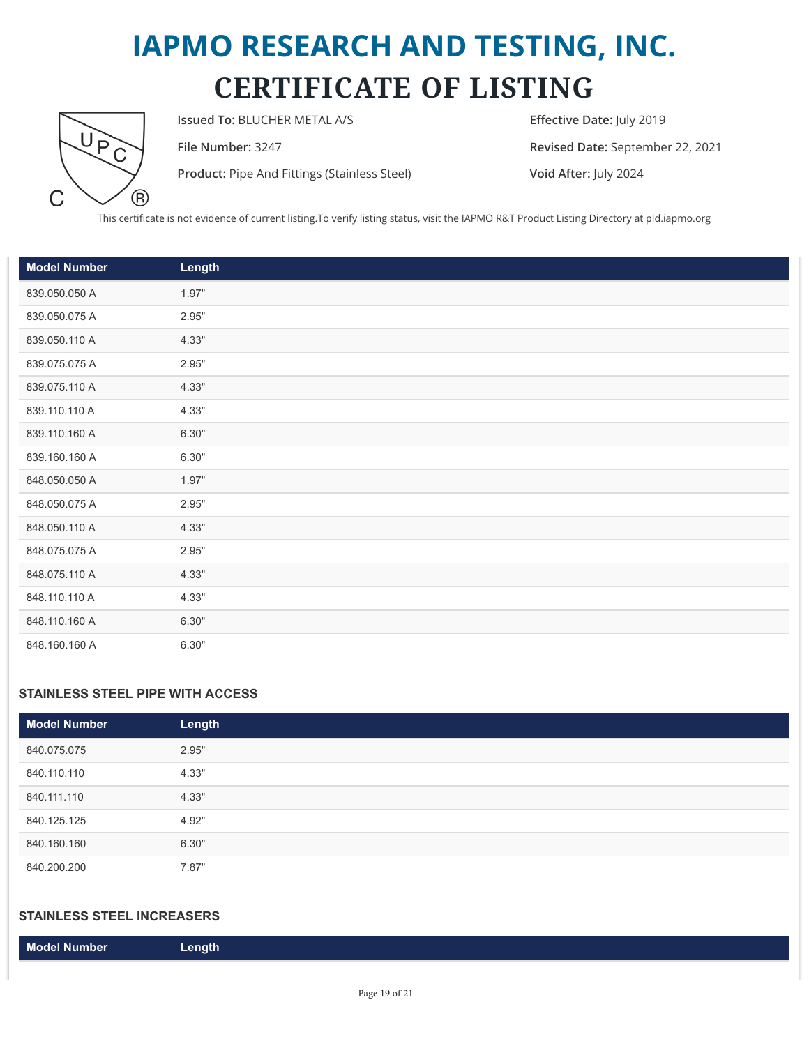# IAPMO RESEARCH AND TESTING, INC.

# CERTIFICATE OF LISTING

**Issued To:** BLUCHER METAL A/S

**File Number:** 3247

**Product:** Pipe And Fittings (Stainless Steel)

**Effective Date:** July 2019

**Revised Date:** September 22, 2021

**Void After:** July 2024

This certificate is not evidence of current listing.To verify listing status, visit the IAPMO R&T Product Listing Directory at pld.iapmo.org

| Model Number | Length |
|---|---|
| 839.050.050 A | 1.97" |
| 839.050.075 A | 2.95" |
| 839.050.110 A | 4.33" |
| 839.075.075 A | 2.95" |
| 839.075.110 A | 4.33" |
| 839.110.110 A | 4.33" |
| 839.110.160 A | 6.30" |
| 839.160.160 A | 6.30" |
| 848.050.050 A | 1.97" |
| 848.050.075 A | 2.95" |
| 848.050.110 A | 4.33" |
| 848.075.075 A | 2.95" |
| 848.075.110 A | 4.33" |
| 848.110.110 A | 4.33" |
| 848.110.160 A | 6.30" |
| 848.160.160 A | 6.30" |

### STAINLESS STEEL PIPE WITH ACCESS

| Model Number | Length |
|---|---|
| 840.075.075 | 2.95" |
| 840.110.110 | 4.33" |
| 840.111.110 | 4.33" |
| 840.125.125 | 4.92" |
| 840.160.160 | 6.30" |
| 840.200.200 | 7.87" |

### STAINLESS STEEL INCREASERS

| Model Number | Length |
|---|---|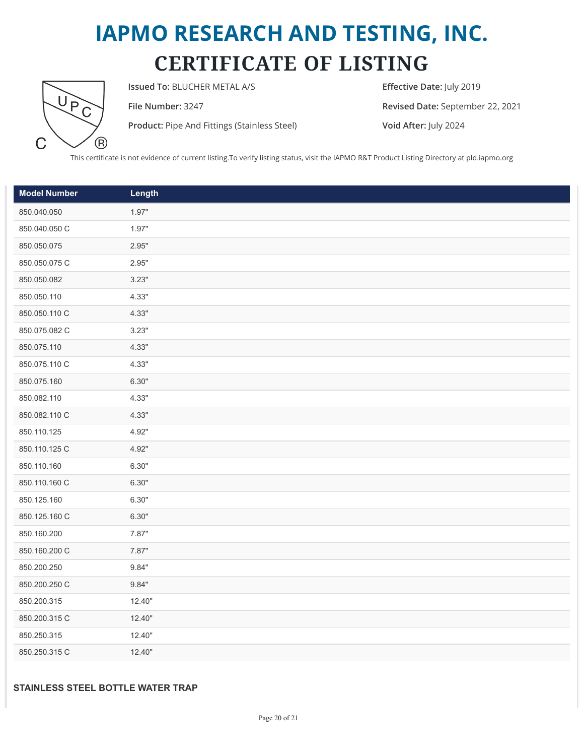# IAPMO RESEARCH AND TESTING, INC.

# CERTIFICATE OF LISTING

**Issued To:** BLUCHER METAL A/S

**File Number:** 3247

**Product:** Pipe And Fittings (Stainless Steel)

**Effective Date:** July 2019

**Revised Date:** September 22, 2021

**Void After:** July 2024

This certificate is not evidence of current listing.To verify listing status, visit the IAPMO R&T Product Listing Directory at pld.iapmo.org

| Model Number | Length |
|---|---|
| 850.040.050 | 1.97" |
| 850.040.050 C | 1.97" |
| 850.050.075 | 2.95" |
| 850.050.075 C | 2.95" |
| 850.050.082 | 3.23" |
| 850.050.110 | 4.33" |
| 850.050.110 C | 4.33" |
| 850.075.082 C | 3.23" |
| 850.075.110 | 4.33" |
| 850.075.110 C | 4.33" |
| 850.075.160 | 6.30" |
| 850.082.110 | 4.33" |
| 850.082.110 C | 4.33" |
| 850.110.125 | 4.92" |
| 850.110.125 C | 4.92" |
| 850.110.160 | 6.30" |
| 850.110.160 C | 6.30" |
| 850.125.160 | 6.30" |
| 850.125.160 C | 6.30" |
| 850.160.200 | 7.87" |
| 850.160.200 C | 7.87" |
| 850.200.250 | 9.84" |
| 850.200.250 C | 9.84" |
| 850.200.315 | 12.40" |
| 850.200.315 C | 12.40" |
| 850.250.315 | 12.40" |
| 850.250.315 C | 12.40" |

**STAINLESS STEEL BOTTLE WATER TRAP**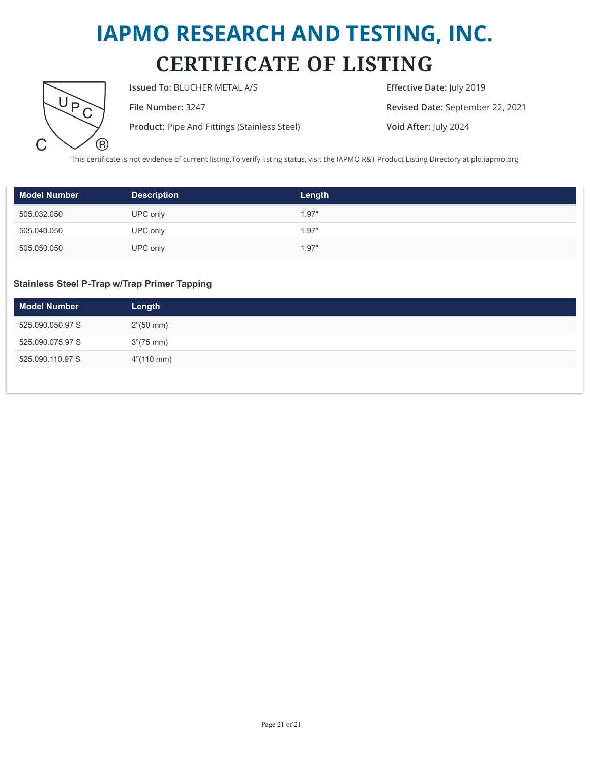# IAPMO RESEARCH AND TESTING, INC.

# CERTIFICATE OF LISTING

**Issued To:** BLUCHER METAL A/S

**File Number:** 3247

**Product:** Pipe And Fittings (Stainless Steel)

**Effective Date:** July 2019

**Revised Date:** September 22, 2021

**Void After:** July 2024

This certificate is not evidence of current listing.To verify listing status, visit the IAPMO R&T Product Listing Directory at pld.iapmo.org

| Model Number | Description | Length |
|---|---|---|
| 505.032.050 | UPC only | 1.97" |
| 505.040.050 | UPC only | 1.97" |
| 505.050.050 | UPC only | 1.97" |

### Stainless Steel P-Trap w/Trap Primer Tapping

| Model Number | Length |
|---|---|
| 525.090.050.97 S | 2"(50 mm) |
| 525.090.075.97 S | 3"(75 mm) |
| 525.090.110.97 S | 4"(110 mm) |